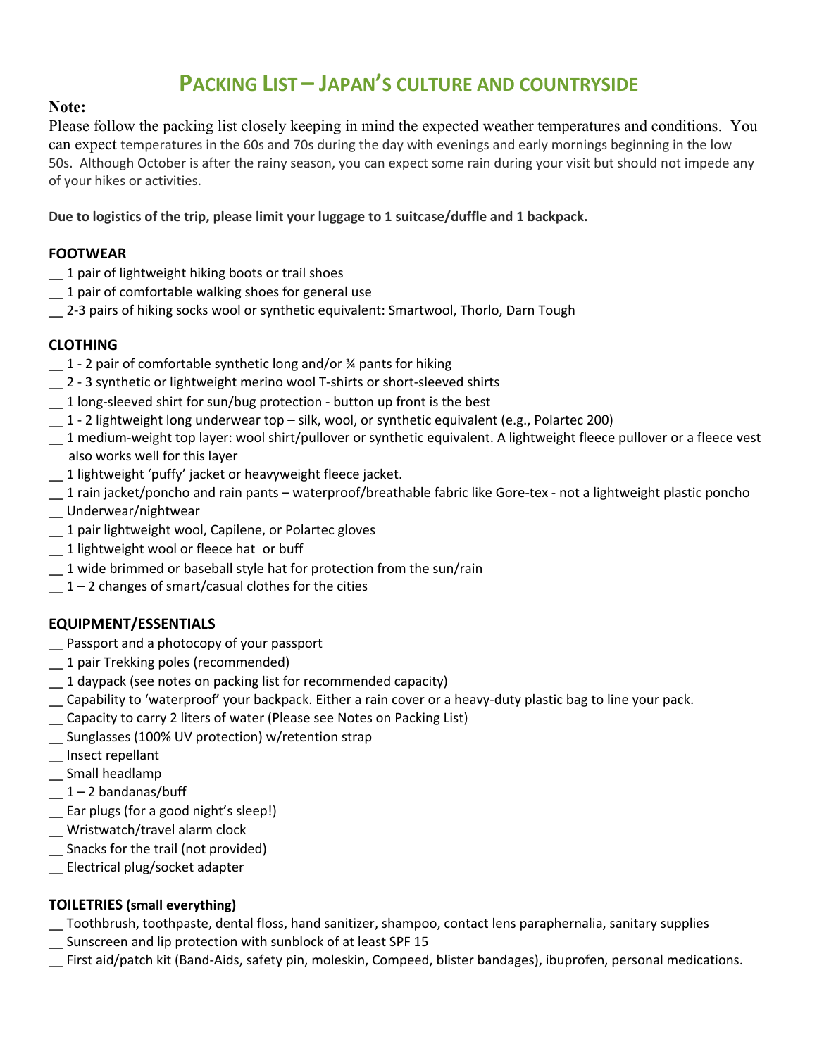# PACKING LIST – JAPAN'S CULTURE AND COUNTRYSIDE

**Note:**

Please follow the packing list closely keeping in mind the expected weather temperatures and conditions. You can expect temperatures in the 60s and 70s during the day with evenings and early mornings beginning in the low 50s. Although October is after the rainy season, you can expect some rain during your visit but should not impede any of your hikes or activities.

**Due to logistics of the trip, please limit your luggage to 1 suitcase/duffle and 1 backpack.**

## FOOTWEAR

__ 1 pair of lightweight hiking boots or trail shoes
__ 1 pair of comfortable walking shoes for general use
__ 2-3 pairs of hiking socks wool or synthetic equivalent: Smartwool, Thorlo, Darn Tough

## CLOTHING

__ 1 - 2 pair of comfortable synthetic long and/or ¾ pants for hiking
__ 2 - 3 synthetic or lightweight merino wool T-shirts or short-sleeved shirts
__ 1 long-sleeved shirt for sun/bug protection - button up front is the best
__ 1 - 2 lightweight long underwear top – silk, wool, or synthetic equivalent (e.g., Polartec 200)
__ 1 medium-weight top layer: wool shirt/pullover or synthetic equivalent. A lightweight fleece pullover or a fleece vest also works well for this layer
__ 1 lightweight 'puffy' jacket or heavyweight fleece jacket.
__ 1 rain jacket/poncho and rain pants – waterproof/breathable fabric like Gore-tex - not a lightweight plastic poncho
__ Underwear/nightwear
__ 1 pair lightweight wool, Capilene, or Polartec gloves
__ 1 lightweight wool or fleece hat or buff
__ 1 wide brimmed or baseball style hat for protection from the sun/rain
__ 1 – 2 changes of smart/casual clothes for the cities

## EQUIPMENT/ESSENTIALS

__ Passport and a photocopy of your passport
__ 1 pair Trekking poles (recommended)
__ 1 daypack (see notes on packing list for recommended capacity)
__ Capability to 'waterproof' your backpack. Either a rain cover or a heavy-duty plastic bag to line your pack.
__ Capacity to carry 2 liters of water (Please see Notes on Packing List)
__ Sunglasses (100% UV protection) w/retention strap
__ Insect repellant
__ Small headlamp
__ 1 – 2 bandanas/buff
__ Ear plugs (for a good night's sleep!)
__ Wristwatch/travel alarm clock
__ Snacks for the trail (not provided)
__ Electrical plug/socket adapter

## TOILETRIES (small everything)

__ Toothbrush, toothpaste, dental floss, hand sanitizer, shampoo, contact lens paraphernalia, sanitary supplies
__ Sunscreen and lip protection with sunblock of at least SPF 15
__ First aid/patch kit (Band-Aids, safety pin, moleskin, Compeed, blister bandages), ibuprofen, personal medications.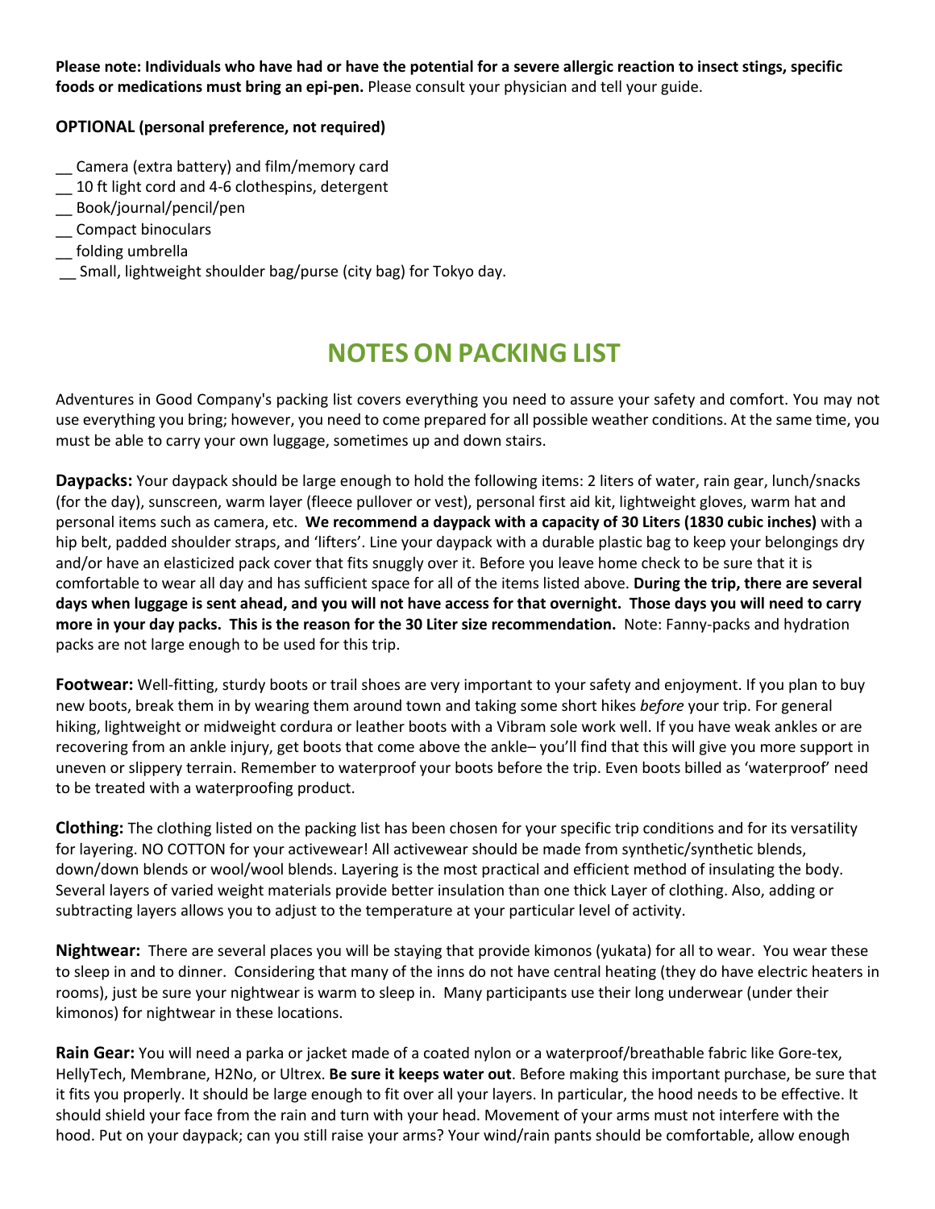**Please note: Individuals who have had or have the potential for a severe allergic reaction to insect stings, specific foods or medications must bring an epi-pen.** Please consult your physician and tell your guide.

**OPTIONAL (personal preference, not required)**

__ Camera (extra battery) and film/memory card
__ 10 ft light cord and 4-6 clothespins, detergent
__ Book/journal/pencil/pen
__ Compact binoculars
__ folding umbrella
__ Small, lightweight shoulder bag/purse (city bag) for Tokyo day.

## NOTES ON PACKING LIST

Adventures in Good Company's packing list covers everything you need to assure your safety and comfort. You may not use everything you bring; however, you need to come prepared for all possible weather conditions. At the same time, you must be able to carry your own luggage, sometimes up and down stairs.

**Daypacks:** Your daypack should be large enough to hold the following items: 2 liters of water, rain gear, lunch/snacks (for the day), sunscreen, warm layer (fleece pullover or vest), personal first aid kit, lightweight gloves, warm hat and personal items such as camera, etc. **We recommend a daypack with a capacity of 30 Liters (1830 cubic inches)** with a hip belt, padded shoulder straps, and 'lifters'. Line your daypack with a durable plastic bag to keep your belongings dry and/or have an elasticized pack cover that fits snuggly over it. Before you leave home check to be sure that it is comfortable to wear all day and has sufficient space for all of the items listed above. **During the trip, there are several days when luggage is sent ahead, and you will not have access for that overnight. Those days you will need to carry more in your day packs. This is the reason for the 30 Liter size recommendation.** Note: Fanny-packs and hydration packs are not large enough to be used for this trip.

**Footwear:** Well-fitting, sturdy boots or trail shoes are very important to your safety and enjoyment. If you plan to buy new boots, break them in by wearing them around town and taking some short hikes *before* your trip. For general hiking, lightweight or midweight cordura or leather boots with a Vibram sole work well. If you have weak ankles or are recovering from an ankle injury, get boots that come above the ankle– you'll find that this will give you more support in uneven or slippery terrain. Remember to waterproof your boots before the trip. Even boots billed as 'waterproof' need to be treated with a waterproofing product.

**Clothing:** The clothing listed on the packing list has been chosen for your specific trip conditions and for its versatility for layering. NO COTTON for your activewear! All activewear should be made from synthetic/synthetic blends, down/down blends or wool/wool blends. Layering is the most practical and efficient method of insulating the body. Several layers of varied weight materials provide better insulation than one thick Layer of clothing. Also, adding or subtracting layers allows you to adjust to the temperature at your particular level of activity.

**Nightwear:** There are several places you will be staying that provide kimonos (yukata) for all to wear. You wear these to sleep in and to dinner. Considering that many of the inns do not have central heating (they do have electric heaters in rooms), just be sure your nightwear is warm to sleep in. Many participants use their long underwear (under their kimonos) for nightwear in these locations.

**Rain Gear:** You will need a parka or jacket made of a coated nylon or a waterproof/breathable fabric like Gore-tex, HellyTech, Membrane, H2No, or Ultrex. **Be sure it keeps water out**. Before making this important purchase, be sure that it fits you properly. It should be large enough to fit over all your layers. In particular, the hood needs to be effective. It should shield your face from the rain and turn with your head. Movement of your arms must not interfere with the hood. Put on your daypack; can you still raise your arms? Your wind/rain pants should be comfortable, allow enough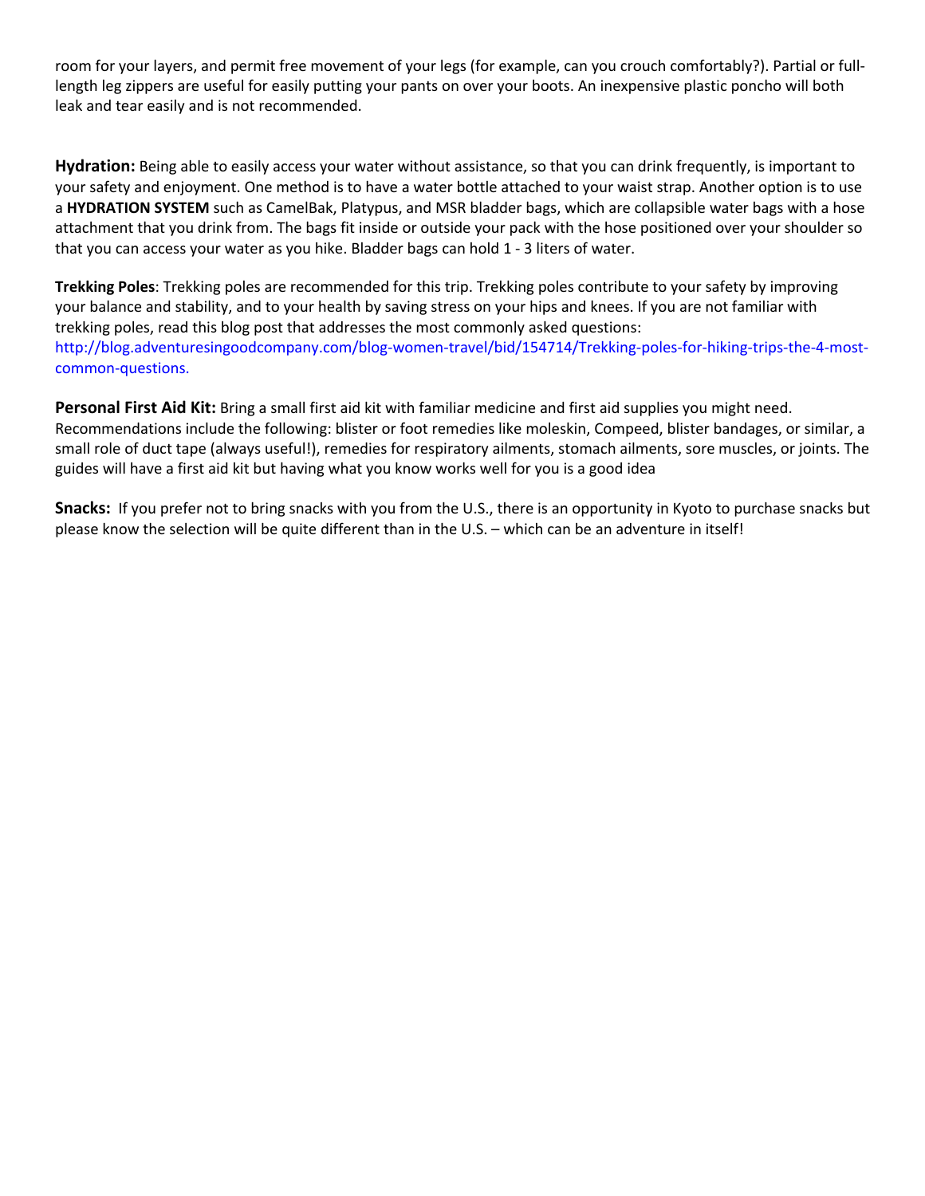room for your layers, and permit free movement of your legs (for example, can you crouch comfortably?). Partial or full-length leg zippers are useful for easily putting your pants on over your boots. An inexpensive plastic poncho will both leak and tear easily and is not recommended.

**Hydration:** Being able to easily access your water without assistance, so that you can drink frequently, is important to your safety and enjoyment. One method is to have a water bottle attached to your waist strap. Another option is to use a **HYDRATION SYSTEM** such as CamelBak, Platypus, and MSR bladder bags, which are collapsible water bags with a hose attachment that you drink from. The bags fit inside or outside your pack with the hose positioned over your shoulder so that you can access your water as you hike. Bladder bags can hold 1 - 3 liters of water.

**Trekking Poles**: Trekking poles are recommended for this trip. Trekking poles contribute to your safety by improving your balance and stability, and to your health by saving stress on your hips and knees. If you are not familiar with trekking poles, read this blog post that addresses the most commonly asked questions: http://blog.adventuresingoodcompany.com/blog-women-travel/bid/154714/Trekking-poles-for-hiking-trips-the-4-most-common-questions.

**Personal First Aid Kit:** Bring a small first aid kit with familiar medicine and first aid supplies you might need. Recommendations include the following: blister or foot remedies like moleskin, Compeed, blister bandages, or similar, a small role of duct tape (always useful!), remedies for respiratory ailments, stomach ailments, sore muscles, or joints. The guides will have a first aid kit but having what you know works well for you is a good idea

**Snacks:** If you prefer not to bring snacks with you from the U.S., there is an opportunity in Kyoto to purchase snacks but please know the selection will be quite different than in the U.S. – which can be an adventure in itself!